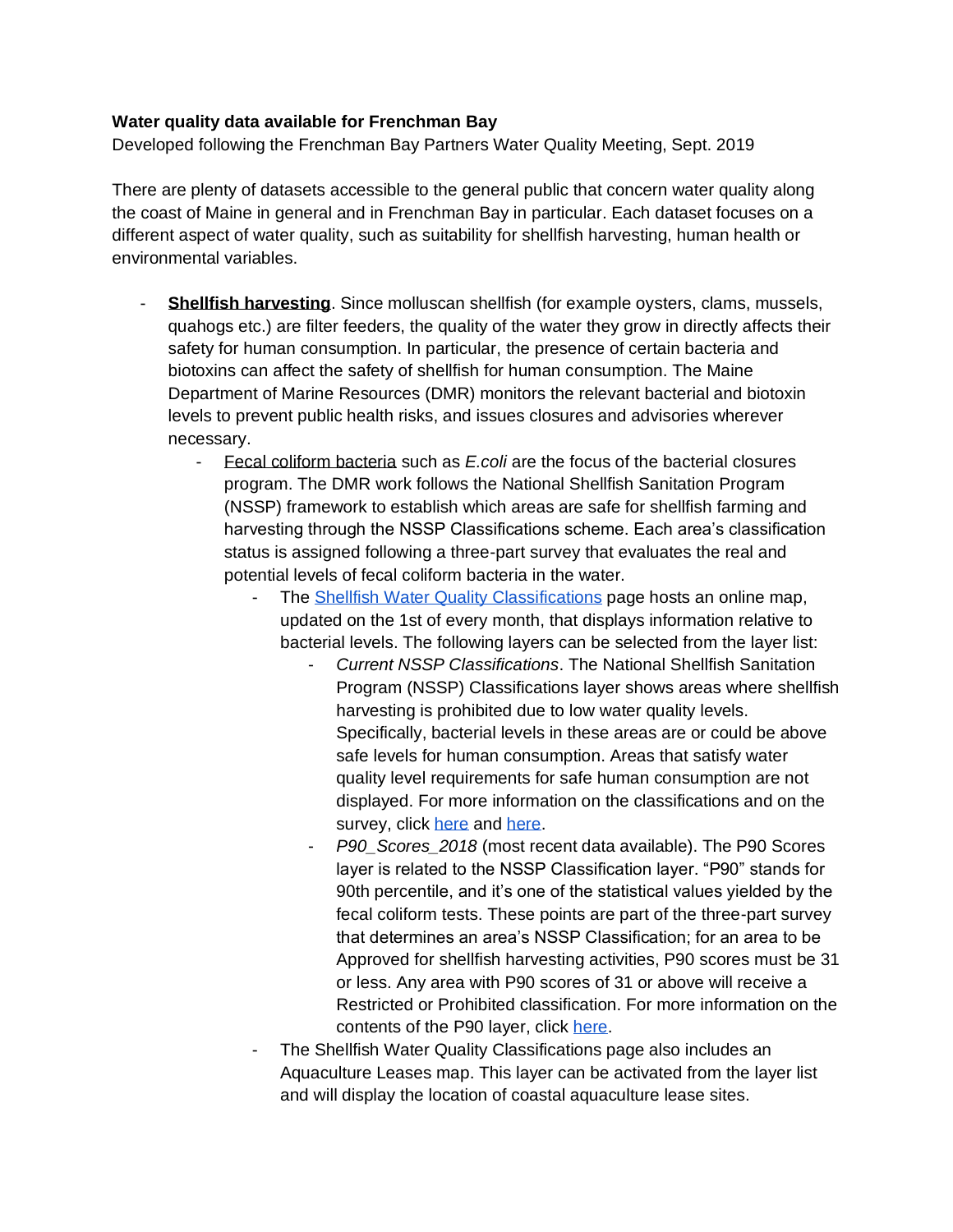**Water quality data available for Frenchman Bay**

Developed following the Frenchman Bay Partners Water Quality Meeting, Sept. 2019

There are plenty of datasets accessible to the general public that concern water quality along the coast of Maine in general and in Frenchman Bay in particular. Each dataset focuses on a different aspect of water quality, such as suitability for shellfish harvesting, human health or environmental variables.

- **Shellfish harvesting**. Since molluscan shellfish (for example oysters, clams, mussels, quahogs etc.) are filter feeders, the quality of the water they grow in directly affects their safety for human consumption. In particular, the presence of certain bacteria and biotoxins can affect the safety of shellfish for human consumption. The Maine Department of Marine Resources (DMR) monitors the relevant bacterial and biotoxin levels to prevent public health risks, and issues closures and advisories wherever necessary.
    - Fecal coliform bacteria such as *E.coli* are the focus of the bacterial closures program. The DMR work follows the National Shellfish Sanitation Program (NSSP) framework to establish which areas are safe for shellfish farming and harvesting through the NSSP Classifications scheme. Each area's classification status is assigned following a three-part survey that evaluates the real and potential levels of fecal coliform bacteria in the water.
        - The Shellfish Water Quality Classifications page hosts an online map, updated on the 1st of every month, that displays information relative to bacterial levels. The following layers can be selected from the layer list:
            - *Current NSSP Classifications*. The National Shellfish Sanitation Program (NSSP) Classifications layer shows areas where shellfish harvesting is prohibited due to low water quality levels. Specifically, bacterial levels in these areas are or could be above safe levels for human consumption. Areas that satisfy water quality level requirements for safe human consumption are not displayed. For more information on the classifications and on the survey, click here and here.
            - *P90_Scores_2018* (most recent data available). The P90 Scores layer is related to the NSSP Classification layer. "P90" stands for 90th percentile, and it's one of the statistical values yielded by the fecal coliform tests. These points are part of the three-part survey that determines an area's NSSP Classification; for an area to be Approved for shellfish harvesting activities, P90 scores must be 31 or less. Any area with P90 scores of 31 or above will receive a Restricted or Prohibited classification. For more information on the contents of the P90 layer, click here.
        - The Shellfish Water Quality Classifications page also includes an Aquaculture Leases map. This layer can be activated from the layer list and will display the location of coastal aquaculture lease sites.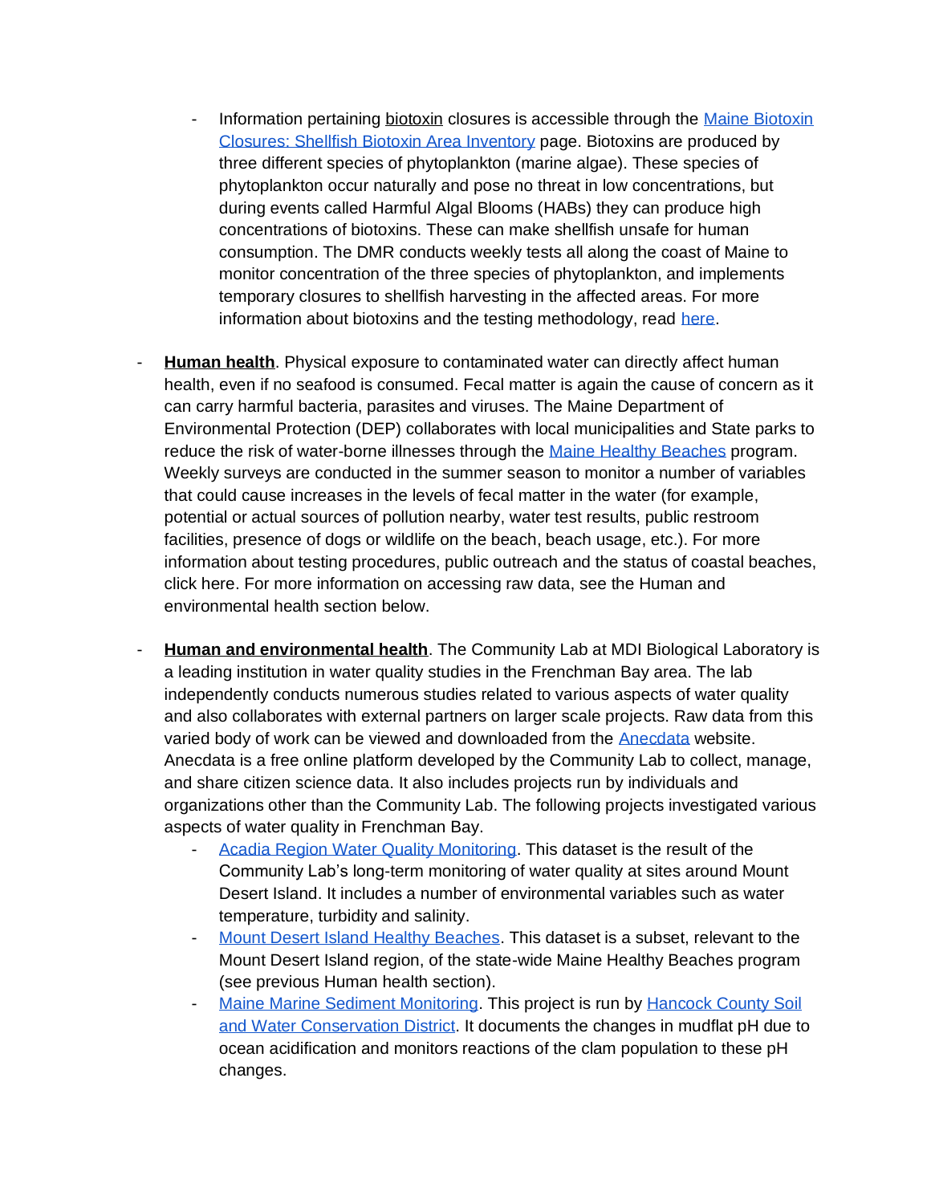- Information pertaining biotoxin closures is accessible through the [Maine Biotoxin Closures: Shellfish Biotoxin Area Inventory]() page. Biotoxins are produced by three different species of phytoplankton (marine algae). These species of phytoplankton occur naturally and pose no threat in low concentrations, but during events called Harmful Algal Blooms (HABs) they can produce high concentrations of biotoxins. These can make shellfish unsafe for human consumption. The DMR conducts weekly tests all along the coast of Maine to monitor concentration of the three species of phytoplankton, and implements temporary closures to shellfish harvesting in the affected areas. For more information about biotoxins and the testing methodology, read [here]().

- **Human health**. Physical exposure to contaminated water can directly affect human health, even if no seafood is consumed. Fecal matter is again the cause of concern as it can carry harmful bacteria, parasites and viruses. The Maine Department of Environmental Protection (DEP) collaborates with local municipalities and State parks to reduce the risk of water-borne illnesses through the [Maine Healthy Beaches]() program. Weekly surveys are conducted in the summer season to monitor a number of variables that could cause increases in the levels of fecal matter in the water (for example, potential or actual sources of pollution nearby, water test results, public restroom facilities, presence of dogs or wildlife on the beach, beach usage, etc.). For more information about testing procedures, public outreach and the status of coastal beaches, click here. For more information on accessing raw data, see the Human and environmental health section below.

- **Human and environmental health**. The Community Lab at MDI Biological Laboratory is a leading institution in water quality studies in the Frenchman Bay area. The lab independently conducts numerous studies related to various aspects of water quality and also collaborates with external partners on larger scale projects. Raw data from this varied body of work can be viewed and downloaded from the [Anecdata]() website. Anecdata is a free online platform developed by the Community Lab to collect, manage, and share citizen science data. It also includes projects run by individuals and organizations other than the Community Lab. The following projects investigated various aspects of water quality in Frenchman Bay.
    - [Acadia Region Water Quality Monitoring](). This dataset is the result of the Community Lab's long-term monitoring of water quality at sites around Mount Desert Island. It includes a number of environmental variables such as water temperature, turbidity and salinity.
    - [Mount Desert Island Healthy Beaches](). This dataset is a subset, relevant to the Mount Desert Island region, of the state-wide Maine Healthy Beaches program (see previous Human health section).
    - [Maine Marine Sediment Monitoring](). This project is run by [Hancock County Soil and Water Conservation District](). It documents the changes in mudflat pH due to ocean acidification and monitors reactions of the clam population to these pH changes.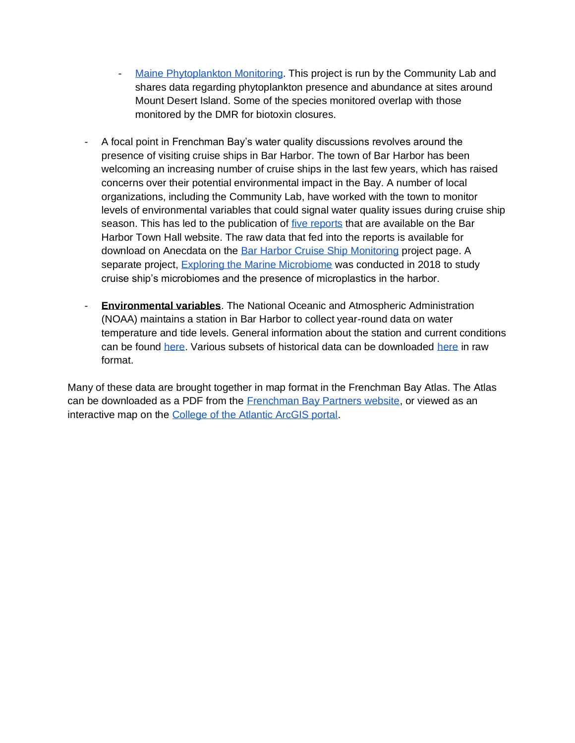- Maine Phytoplankton Monitoring. This project is run by the Community Lab and shares data regarding phytoplankton presence and abundance at sites around Mount Desert Island. Some of the species monitored overlap with those monitored by the DMR for biotoxin closures.

- A focal point in Frenchman Bay's water quality discussions revolves around the presence of visiting cruise ships in Bar Harbor. The town of Bar Harbor has been welcoming an increasing number of cruise ships in the last few years, which has raised concerns over their potential environmental impact in the Bay. A number of local organizations, including the Community Lab, have worked with the town to monitor levels of environmental variables that could signal water quality issues during cruise ship season. This has led to the publication of five reports that are available on the Bar Harbor Town Hall website. The raw data that fed into the reports is available for download on Anecdata on the Bar Harbor Cruise Ship Monitoring project page. A separate project, Exploring the Marine Microbiome was conducted in 2018 to study cruise ship's microbiomes and the presence of microplastics in the harbor.

- **Environmental variables**. The National Oceanic and Atmospheric Administration (NOAA) maintains a station in Bar Harbor to collect year-round data on water temperature and tide levels. General information about the station and current conditions can be found here. Various subsets of historical data can be downloaded here in raw format.

Many of these data are brought together in map format in the Frenchman Bay Atlas. The Atlas can be downloaded as a PDF from the Frenchman Bay Partners website, or viewed as an interactive map on the College of the Atlantic ArcGIS portal.